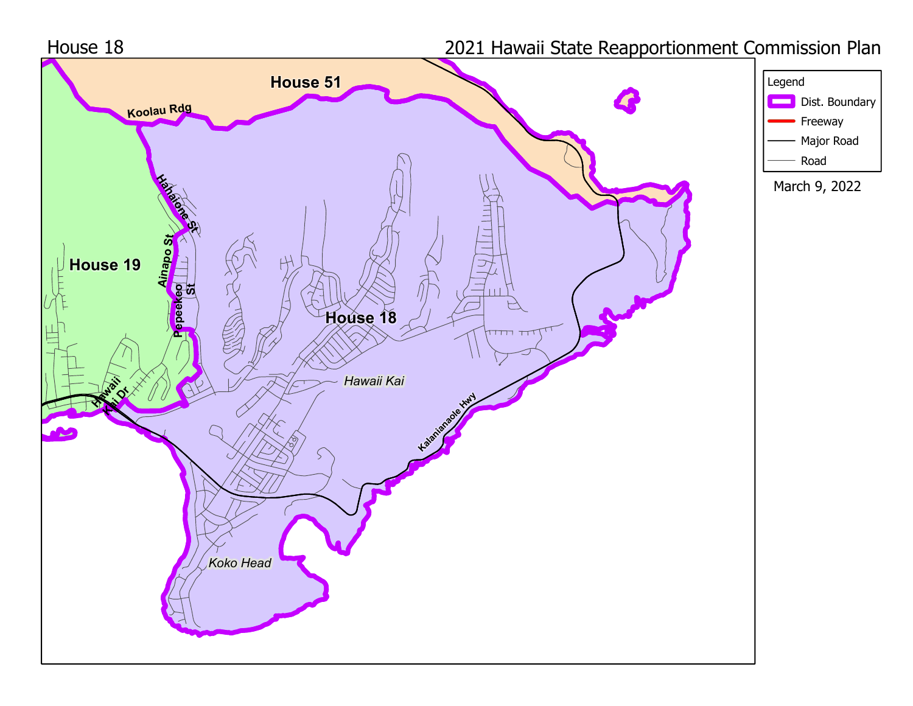House 18

2021 Hawaii State Reapportionment Commission Plan

Legend

- Dist. Boundary
- Freeway
- Major Road
- Road

March 9, 2022

House 51

Koolau Rdg

House 19

Hahaione St

Ainapo St

Pepeekeo St

House 18

*Hawaii Kai*

Hawaii Kai Dr

Kalanianaole Hwy

*Koko Head*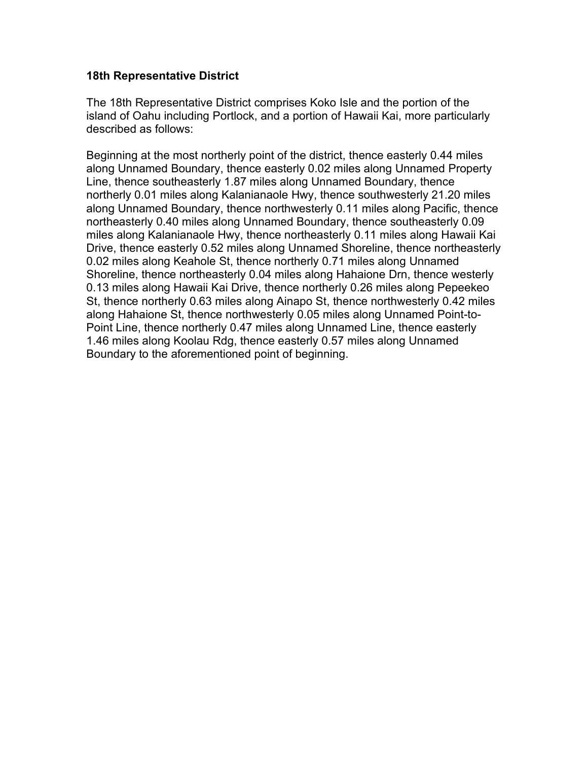**18th Representative District**

The 18th Representative District comprises Koko Isle and the portion of the island of Oahu including Portlock, and a portion of Hawaii Kai, more particularly described as follows:

Beginning at the most northerly point of the district, thence easterly 0.44 miles along Unnamed Boundary, thence easterly 0.02 miles along Unnamed Property Line, thence southeasterly 1.87 miles along Unnamed Boundary, thence northerly 0.01 miles along Kalanianaole Hwy, thence southwesterly 21.20 miles along Unnamed Boundary, thence northwesterly 0.11 miles along Pacific, thence northeasterly 0.40 miles along Unnamed Boundary, thence southeasterly 0.09 miles along Kalanianaole Hwy, thence northeasterly 0.11 miles along Hawaii Kai Drive, thence easterly 0.52 miles along Unnamed Shoreline, thence northeasterly 0.02 miles along Keahole St, thence northerly 0.71 miles along Unnamed Shoreline, thence northeasterly 0.04 miles along Hahaione Drn, thence westerly 0.13 miles along Hawaii Kai Drive, thence northerly 0.26 miles along Pepeekeo St, thence northerly 0.63 miles along Ainapo St, thence northwesterly 0.42 miles along Hahaione St, thence northwesterly 0.05 miles along Unnamed Point-to-Point Line, thence northerly 0.47 miles along Unnamed Line, thence easterly 1.46 miles along Koolau Rdg, thence easterly 0.57 miles along Unnamed Boundary to the aforementioned point of beginning.